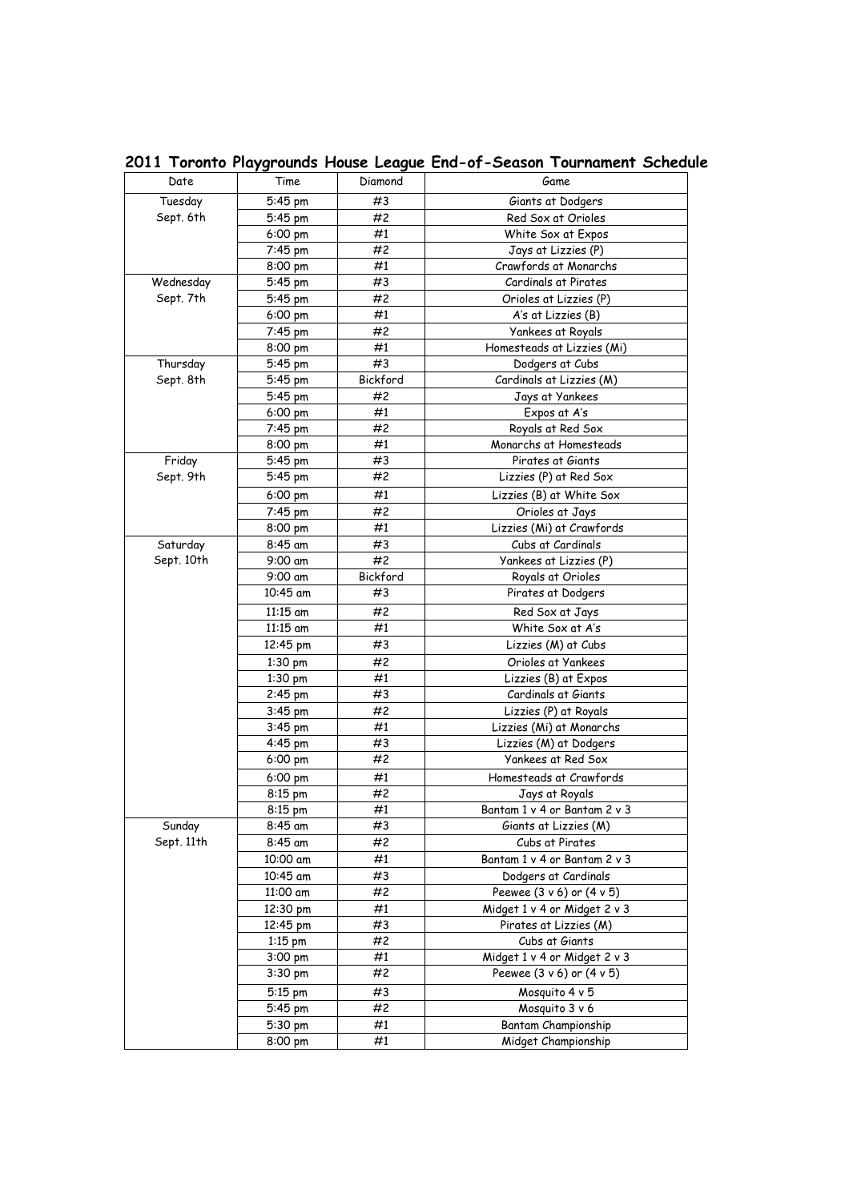## 2011 Toronto Playgrounds House League End-of-Season Tournament Schedule

| Date | Time | Diamond | Game |
|---|---|---|---|
| Tuesday Sept. 6th | 5:45 pm | #3 | Giants at Dodgers |
| | 5:45 pm | #2 | Red Sox at Orioles |
| | 6:00 pm | #1 | White Sox at Expos |
| | 7:45 pm | #2 | Jays at Lizzies (P) |
| | 8:00 pm | #1 | Crawfords at Monarchs |
| Wednesday Sept. 7th | 5:45 pm | #3 | Cardinals at Pirates |
| | 5:45 pm | #2 | Orioles at Lizzies (P) |
| | 6:00 pm | #1 | A's at Lizzies (B) |
| | 7:45 pm | #2 | Yankees at Royals |
| | 8:00 pm | #1 | Homesteads at Lizzies (Mi) |
| Thursday Sept. 8th | 5:45 pm | #3 | Dodgers at Cubs |
| | 5:45 pm | Bickford | Cardinals at Lizzies (M) |
| | 5:45 pm | #2 | Jays at Yankees |
| | 6:00 pm | #1 | Expos at A's |
| | 7:45 pm | #2 | Royals at Red Sox |
| | 8:00 pm | #1 | Monarchs at Homesteads |
| Friday Sept. 9th | 5:45 pm | #3 | Pirates at Giants |
| | 5:45 pm | #2 | Lizzies (P) at Red Sox |
| | 6:00 pm | #1 | Lizzies (B) at White Sox |
| | 7:45 pm | #2 | Orioles at Jays |
| | 8:00 pm | #1 | Lizzies (Mi) at Crawfords |
| Saturday Sept. 10th | 8:45 am | #3 | Cubs at Cardinals |
| | 9:00 am | #2 | Yankees at Lizzies (P) |
| | 9:00 am | Bickford | Royals at Orioles |
| | 10:45 am | #3 | Pirates at Dodgers |
| | 11:15 am | #2 | Red Sox at Jays |
| | 11:15 am | #1 | White Sox at A's |
| | 12:45 pm | #3 | Lizzies (M) at Cubs |
| | 1:30 pm | #2 | Orioles at Yankees |
| | 1:30 pm | #1 | Lizzies (B) at Expos |
| | 2:45 pm | #3 | Cardinals at Giants |
| | 3:45 pm | #2 | Lizzies (P) at Royals |
| | 3:45 pm | #1 | Lizzies (Mi) at Monarchs |
| | 4:45 pm | #3 | Lizzies (M) at Dodgers |
| | 6:00 pm | #2 | Yankees at Red Sox |
| | 6:00 pm | #1 | Homesteads at Crawfords |
| | 8:15 pm | #2 | Jays at Royals |
| | 8:15 pm | #1 | Bantam 1 v 4 or Bantam 2 v 3 |
| Sunday Sept. 11th | 8:45 am | #3 | Giants at Lizzies (M) |
| | 8:45 am | #2 | Cubs at Pirates |
| | 10:00 am | #1 | Bantam 1 v 4 or Bantam 2 v 3 |
| | 10:45 am | #3 | Dodgers at Cardinals |
| | 11:00 am | #2 | Peewee (3 v 6) or (4 v 5) |
| | 12:30 pm | #1 | Midget 1 v 4 or Midget 2 v 3 |
| | 12:45 pm | #3 | Pirates at Lizzies (M) |
| | 1:15 pm | #2 | Cubs at Giants |
| | 3:00 pm | #1 | Midget 1 v 4 or Midget 2 v 3 |
| | 3:30 pm | #2 | Peewee (3 v 6) or (4 v 5) |
| | 5:15 pm | #3 | Mosquito 4 v 5 |
| | 5:45 pm | #2 | Mosquito 3 v 6 |
| | 5:30 pm | #1 | Bantam Championship |
| | 8:00 pm | #1 | Midget Championship |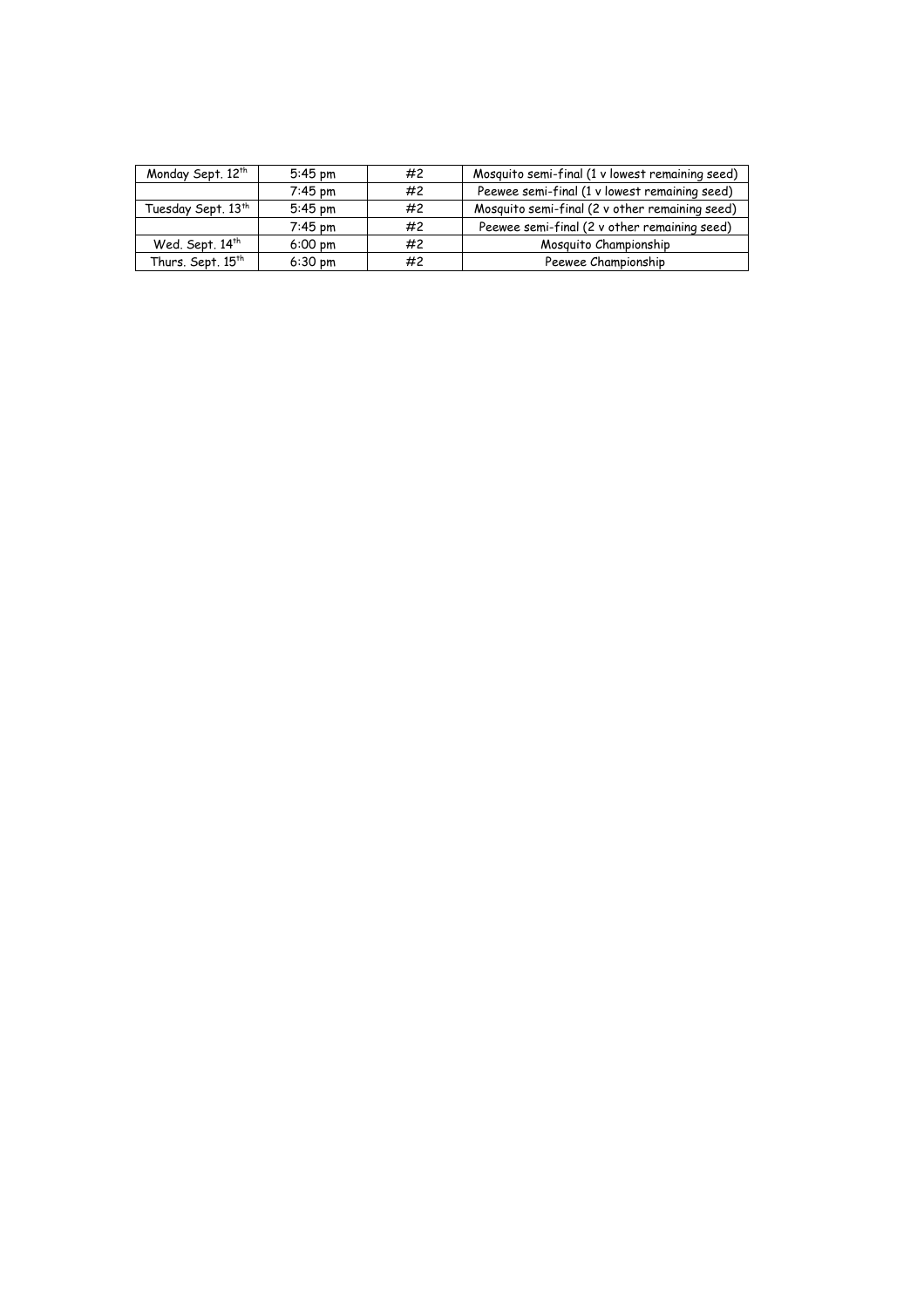| | | | |
|---|---|---|---|
| Monday Sept. 12th | 5:45 pm | #2 | Mosquito semi-final (1 v lowest remaining seed) |
| | 7:45 pm | #2 | Peewee semi-final (1 v lowest remaining seed) |
| Tuesday Sept. 13th | 5:45 pm | #2 | Mosquito semi-final (2 v other remaining seed) |
| | 7:45 pm | #2 | Peewee semi-final (2 v other remaining seed) |
| Wed. Sept. 14th | 6:00 pm | #2 | Mosquito Championship |
| Thurs. Sept. 15th | 6:30 pm | #2 | Peewee Championship |